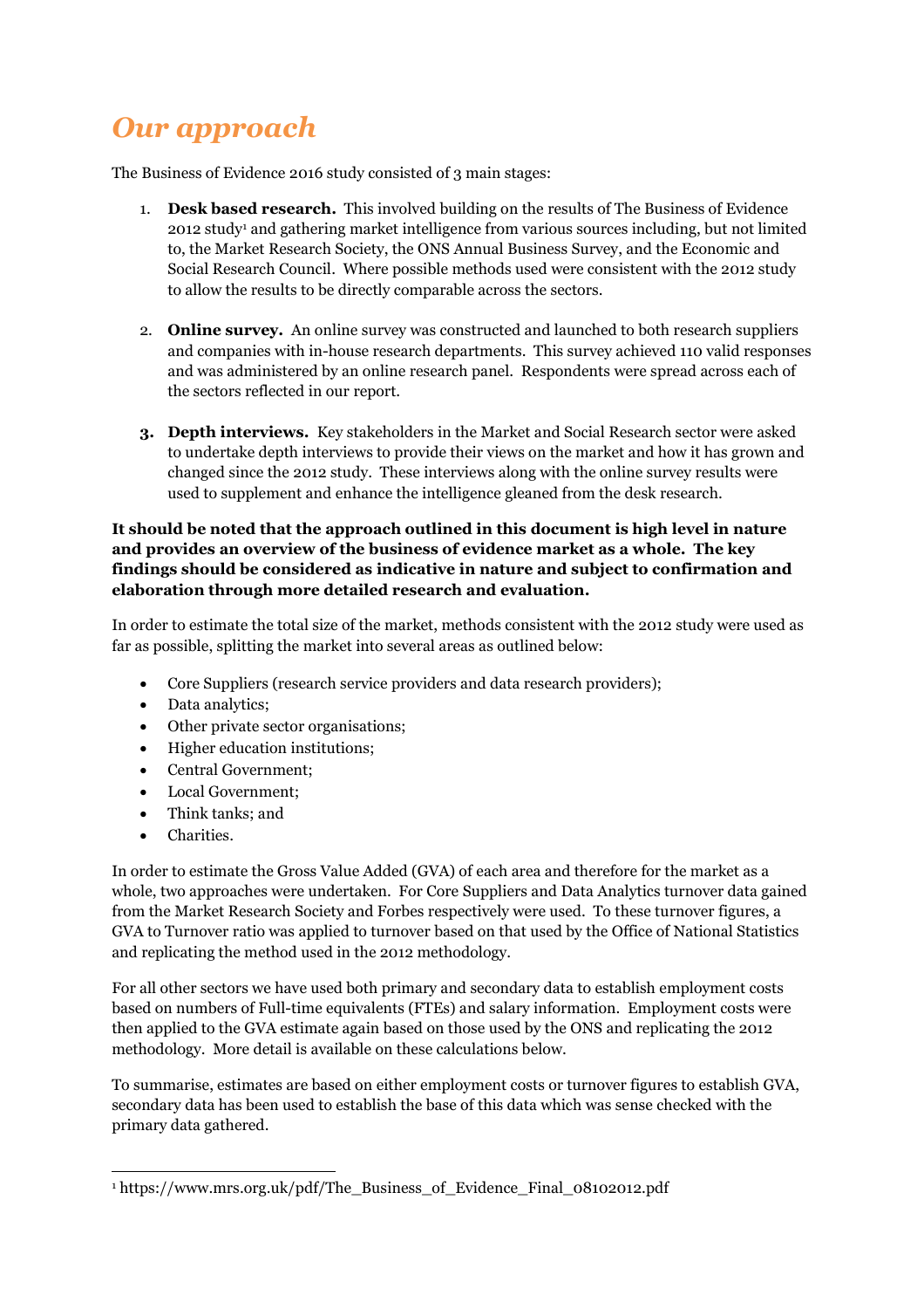# *Our approach*

The Business of Evidence 2016 study consisted of 3 main stages:

1. **Desk based research.** This involved building on the results of The Business of Evidence 2012 study[1] and gathering market intelligence from various sources including, but not limited to, the Market Research Society, the ONS Annual Business Survey, and the Economic and Social Research Council. Where possible methods used were consistent with the 2012 study to allow the results to be directly comparable across the sectors.

2. **Online survey.** An online survey was constructed and launched to both research suppliers and companies with in-house research departments. This survey achieved 110 valid responses and was administered by an online research panel. Respondents were spread across each of the sectors reflected in our report.

3. **Depth interviews.** Key stakeholders in the Market and Social Research sector were asked to undertake depth interviews to provide their views on the market and how it has grown and changed since the 2012 study. These interviews along with the online survey results were used to supplement and enhance the intelligence gleaned from the desk research.

**It should be noted that the approach outlined in this document is high level in nature and provides an overview of the business of evidence market as a whole. The key findings should be considered as indicative in nature and subject to confirmation and elaboration through more detailed research and evaluation.**

In order to estimate the total size of the market, methods consistent with the 2012 study were used as far as possible, splitting the market into several areas as outlined below:

- Core Suppliers (research service providers and data research providers);
- Data analytics;
- Other private sector organisations;
- Higher education institutions;
- Central Government;
- Local Government;
- Think tanks; and
- Charities.

In order to estimate the Gross Value Added (GVA) of each area and therefore for the market as a whole, two approaches were undertaken. For Core Suppliers and Data Analytics turnover data gained from the Market Research Society and Forbes respectively were used. To these turnover figures, a GVA to Turnover ratio was applied to turnover based on that used by the Office of National Statistics and replicating the method used in the 2012 methodology.

For all other sectors we have used both primary and secondary data to establish employment costs based on numbers of Full-time equivalents (FTEs) and salary information. Employment costs were then applied to the GVA estimate again based on those used by the ONS and replicating the 2012 methodology. More detail is available on these calculations below.

To summarise, estimates are based on either employment costs or turnover figures to establish GVA, secondary data has been used to establish the base of this data which was sense checked with the primary data gathered.

---

[1] https://www.mrs.org.uk/pdf/The_Business_of_Evidence_Final_08102012.pdf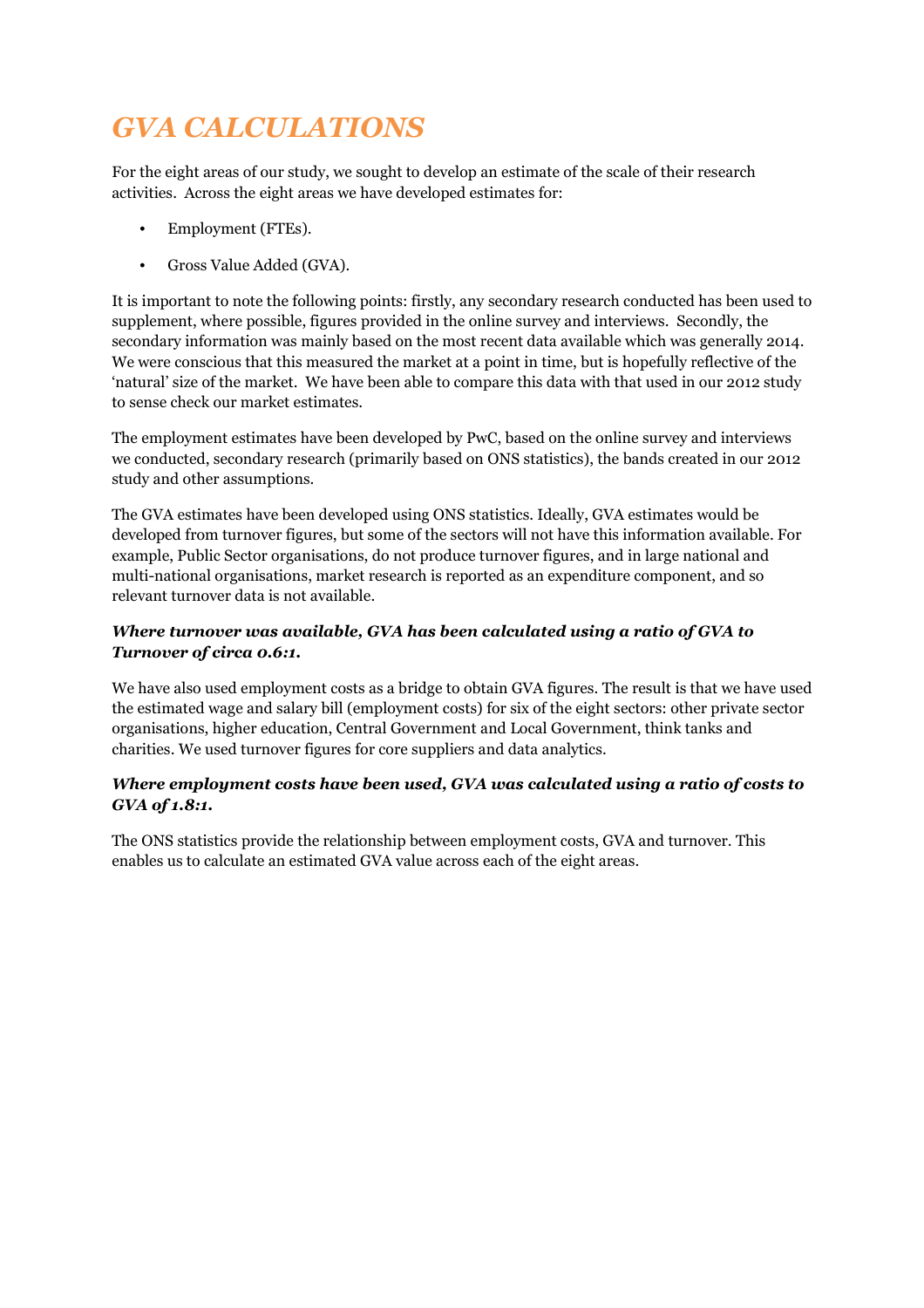# *GVA CALCULATIONS*

For the eight areas of our study, we sought to develop an estimate of the scale of their research activities. Across the eight areas we have developed estimates for:

- Employment (FTEs).
- Gross Value Added (GVA).

It is important to note the following points: firstly, any secondary research conducted has been used to supplement, where possible, figures provided in the online survey and interviews. Secondly, the secondary information was mainly based on the most recent data available which was generally 2014. We were conscious that this measured the market at a point in time, but is hopefully reflective of the 'natural' size of the market. We have been able to compare this data with that used in our 2012 study to sense check our market estimates.

The employment estimates have been developed by PwC, based on the online survey and interviews we conducted, secondary research (primarily based on ONS statistics), the bands created in our 2012 study and other assumptions.

The GVA estimates have been developed using ONS statistics. Ideally, GVA estimates would be developed from turnover figures, but some of the sectors will not have this information available. For example, Public Sector organisations, do not produce turnover figures, and in large national and multi-national organisations, market research is reported as an expenditure component, and so relevant turnover data is not available.

***Where turnover was available, GVA has been calculated using a ratio of GVA to Turnover of circa 0.6:1.***

We have also used employment costs as a bridge to obtain GVA figures. The result is that we have used the estimated wage and salary bill (employment costs) for six of the eight sectors: other private sector organisations, higher education, Central Government and Local Government, think tanks and charities. We used turnover figures for core suppliers and data analytics.

***Where employment costs have been used, GVA was calculated using a ratio of costs to GVA of 1.8:1.***

The ONS statistics provide the relationship between employment costs, GVA and turnover. This enables us to calculate an estimated GVA value across each of the eight areas.